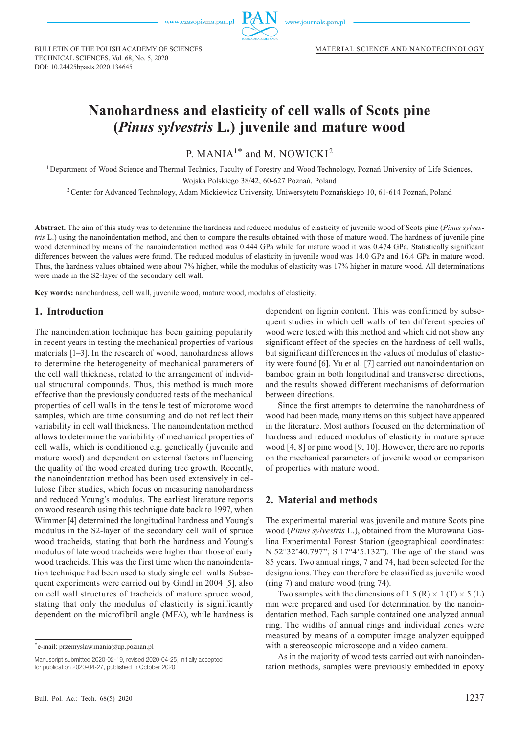BULLETIN OF THE POLISH ACADEMY OF SCIENCES
TECHNICAL SCIENCES, Vol. 68, No. 5, 2020
DOI: 10.24425bpasts.2020.134645

MATERIAL SCIENCE AND NANOTECHNOLOGY

# Nanohardness and elasticity of cell walls of Scots pine (*Pinus sylvestris* L.) juvenile and mature wood

P. MANIA[1]* and M. NOWICKI[2]

[1] Department of Wood Science and Thermal Technics, Faculty of Forestry and Wood Technology, Poznań University of Life Sciences, Wojska Polskiego 38/42, 60-627 Poznań, Poland

[2] Center for Advanced Technology, Adam Mickiewicz University, Uniwersytetu Poznańskiego 10, 61-614 Poznań, Poland

**Abstract.** The aim of this study was to determine the hardness and reduced modulus of elasticity of juvenile wood of Scots pine (*Pinus sylvestris* L.) using the nanoindentation method, and then to compare the results obtained with those of mature wood. The hardness of juvenile pine wood determined by means of the nanoindentation method was 0.444 GPa while for mature wood it was 0.474 GPa. Statistically significant differences between the values were found. The reduced modulus of elasticity in juvenile wood was 14.0 GPa and 16.4 GPa in mature wood. Thus, the hardness values obtained were about 7% higher, while the modulus of elasticity was 17% higher in mature wood. All determinations were made in the S2-layer of the secondary cell wall.

**Key words:** nanohardness, cell wall, juvenile wood, mature wood, modulus of elasticity.

## 1. Introduction

The nanoindentation technique has been gaining popularity in recent years in testing the mechanical properties of various materials [1–3]. In the research of wood, nanohardness allows to determine the heterogeneity of mechanical parameters of the cell wall thickness, related to the arrangement of individual structural compounds. Thus, this method is much more effective than the previously conducted tests of the mechanical properties of cell walls in the tensile test of microtome wood samples, which are time consuming and do not reflect their variability in cell wall thickness. The nanoindentation method allows to determine the variability of mechanical properties of cell walls, which is conditioned e.g. genetically (juvenile and mature wood) and dependent on external factors influencing the quality of the wood created during tree growth. Recently, the nanoindentation method has been used extensively in cellulose fiber studies, which focus on measuring nanohardness and reduced Young's modulus. The earliest literature reports on wood research using this technique date back to 1997, when Wimmer [4] determined the longitudinal hardness and Young's modulus in the S2-layer of the secondary cell wall of spruce wood tracheids, stating that both the hardness and Young's modulus of late wood tracheids were higher than those of early wood tracheids. This was the first time when the nanoindentation technique had been used to study single cell walls. Subsequent experiments were carried out by Gindl in 2004 [5], also on cell wall structures of tracheids of mature spruce wood, stating that only the modulus of elasticity is significantly dependent on the microfibril angle (MFA), while hardness is dependent on lignin content. This was confirmed by subsequent studies in which cell walls of ten different species of wood were tested with this method and which did not show any significant effect of the species on the hardness of cell walls, but significant differences in the values of modulus of elasticity were found [6]. Yu et al. [7] carried out nanoindentation on bamboo grain in both longitudinal and transverse directions, and the results showed different mechanisms of deformation between directions.

Since the first attempts to determine the nanohardness of wood had been made, many items on this subject have appeared in the literature. Most authors focused on the determination of hardness and reduced modulus of elasticity in mature spruce wood [4, 8] or pine wood [9, 10]. However, there are no reports on the mechanical parameters of juvenile wood or comparison of properties with mature wood.

## 2. Material and methods

The experimental material was juvenile and mature Scots pine wood (*Pinus sylvestris* L.), obtained from the Murowana Goslina Experimental Forest Station (geographical coordinates: N 52°32'40.797"; S 17°4'5.132"). The age of the stand was 85 years. Two annual rings, 7 and 74, had been selected for the designations. They can therefore be classified as juvenile wood (ring 7) and mature wood (ring 74).

Two samples with the dimensions of 1.5 (R) × 1 (T) × 5 (L) mm were prepared and used for determination by the nanoindentation method. Each sample contained one analyzed annual ring. The widths of annual rings and individual zones were measured by means of a computer image analyzer equipped with a stereoscopic microscope and a video camera.

As in the majority of wood tests carried out with nanoindentation methods, samples were previously embedded in epoxy

*e-mail: przemyslaw.mania@up.poznan.pl

Manuscript submitted 2020-02-19, revised 2020-04-25, initially accepted for publication 2020-04-27, published in October 2020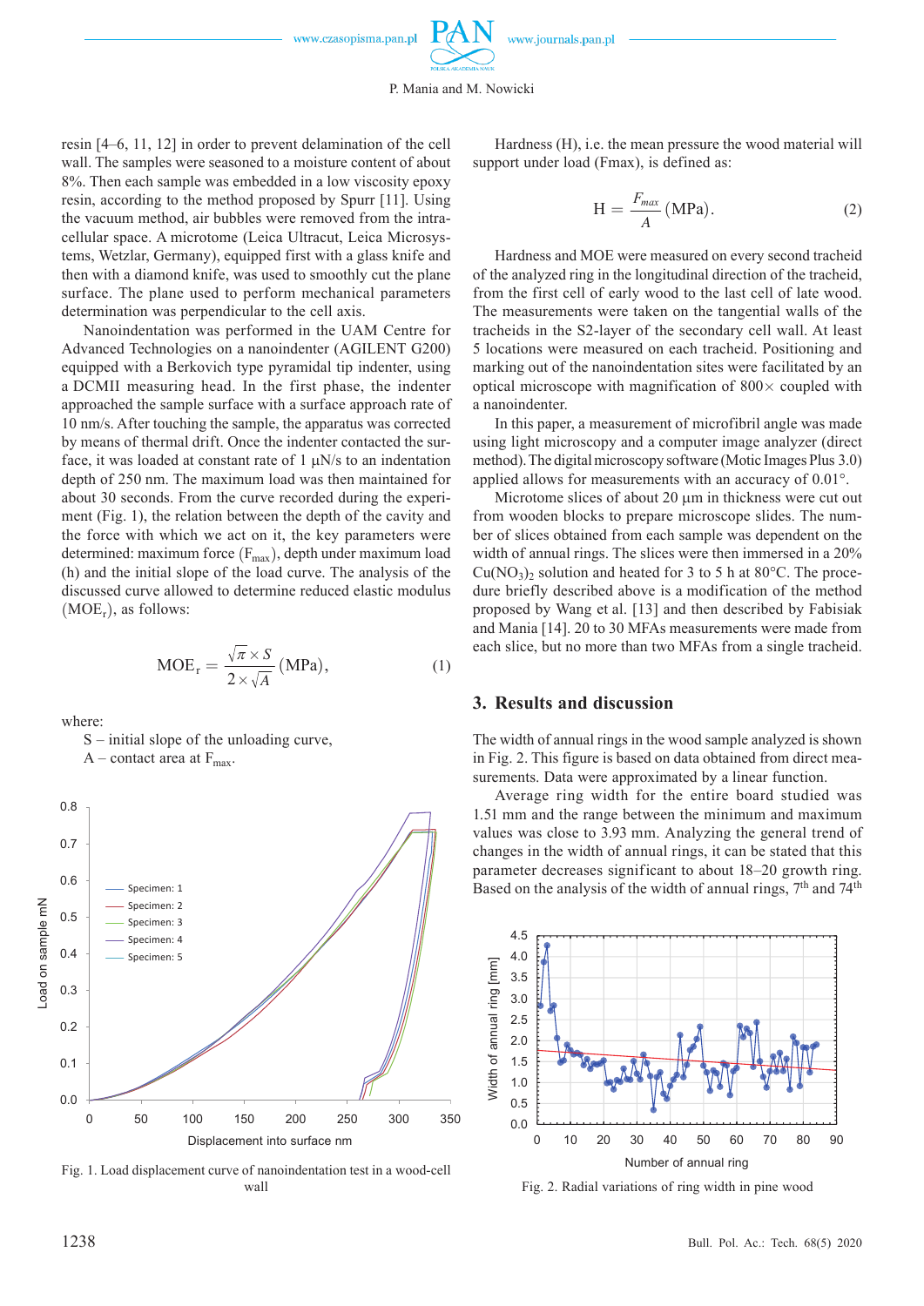resin [4–6, 11, 12] in order to prevent delamination of the cell wall. The samples were seasoned to a moisture content of about 8%. Then each sample was embedded in a low viscosity epoxy resin, according to the method proposed by Spurr [11]. Using the vacuum method, air bubbles were removed from the intracellular space. A microtome (Leica Ultracut, Leica Microsystems, Wetzlar, Germany), equipped first with a glass knife and then with a diamond knife, was used to smoothly cut the plane surface. The plane used to perform mechanical parameters determination was perpendicular to the cell axis.

Nanoindentation was performed in the UAM Centre for Advanced Technologies on a nanoindenter (AGILENT G200) equipped with a Berkovich type pyramidal tip indenter, using a DCMII measuring head. In the first phase, the indenter approached the sample surface with a surface approach rate of 10 nm/s. After touching the sample, the apparatus was corrected by means of thermal drift. Once the indenter contacted the surface, it was loaded at constant rate of 1 μN/s to an indentation depth of 250 nm. The maximum load was then maintained for about 30 seconds. From the curve recorded during the experiment (Fig. 1), the relation between the depth of the cavity and the force with which we act on it, the key parameters were determined: maximum force ($F_{max}$), depth under maximum load (h) and the initial slope of the load curve. The analysis of the discussed curve allowed to determine reduced elastic modulus ($MOE_r$), as follows:

$$MOE_r = \frac{\sqrt{\pi} \times S}{2 \times \sqrt{A}} \text{(MPa)}, \tag{1}$$

where:

S – initial slope of the unloading curve,
A – contact area at $F_{max}$.

Fig. 1. Load displacement curve of nanoindentation test in a wood-cell wall

Hardness (H), i.e. the mean pressure the wood material will support under load (Fmax), is defined as:

$$H = \frac{F_{max}}{A} \text{(MPa)}. \tag{2}$$

Hardness and MOE were measured on every second tracheid of the analyzed ring in the longitudinal direction of the tracheid, from the first cell of early wood to the last cell of late wood. The measurements were taken on the tangential walls of the tracheids in the S2-layer of the secondary cell wall. At least 5 locations were measured on each tracheid. Positioning and marking out of the nanoindentation sites were facilitated by an optical microscope with magnification of 800× coupled with a nanoindenter.

In this paper, a measurement of microfibril angle was made using light microscopy and a computer image analyzer (direct method). The digital microscopy software (Motic Images Plus 3.0) applied allows for measurements with an accuracy of 0.01°.

Microtome slices of about 20 μm in thickness were cut out from wooden blocks to prepare microscope slides. The number of slices obtained from each sample was dependent on the width of annual rings. The slices were then immersed in a 20% $Cu(NO_3)_2$ solution and heated for 3 to 5 h at 80°C. The procedure briefly described above is a modification of the method proposed by Wang et al. [13] and then described by Fabisiak and Mania [14]. 20 to 30 MFAs measurements were made from each slice, but no more than two MFAs from a single tracheid.

## 3. Results and discussion

The width of annual rings in the wood sample analyzed is shown in Fig. 2. This figure is based on data obtained from direct measurements. Data were approximated by a linear function.

Average ring width for the entire board studied was 1.51 mm and the range between the minimum and maximum values was close to 3.93 mm. Analyzing the general trend of changes in the width of annual rings, it can be stated that this parameter decreases significant to about 18–20 growth ring. Based on the analysis of the width of annual rings, 7[th] and 74[th]

Fig. 2. Radial variations of ring width in pine wood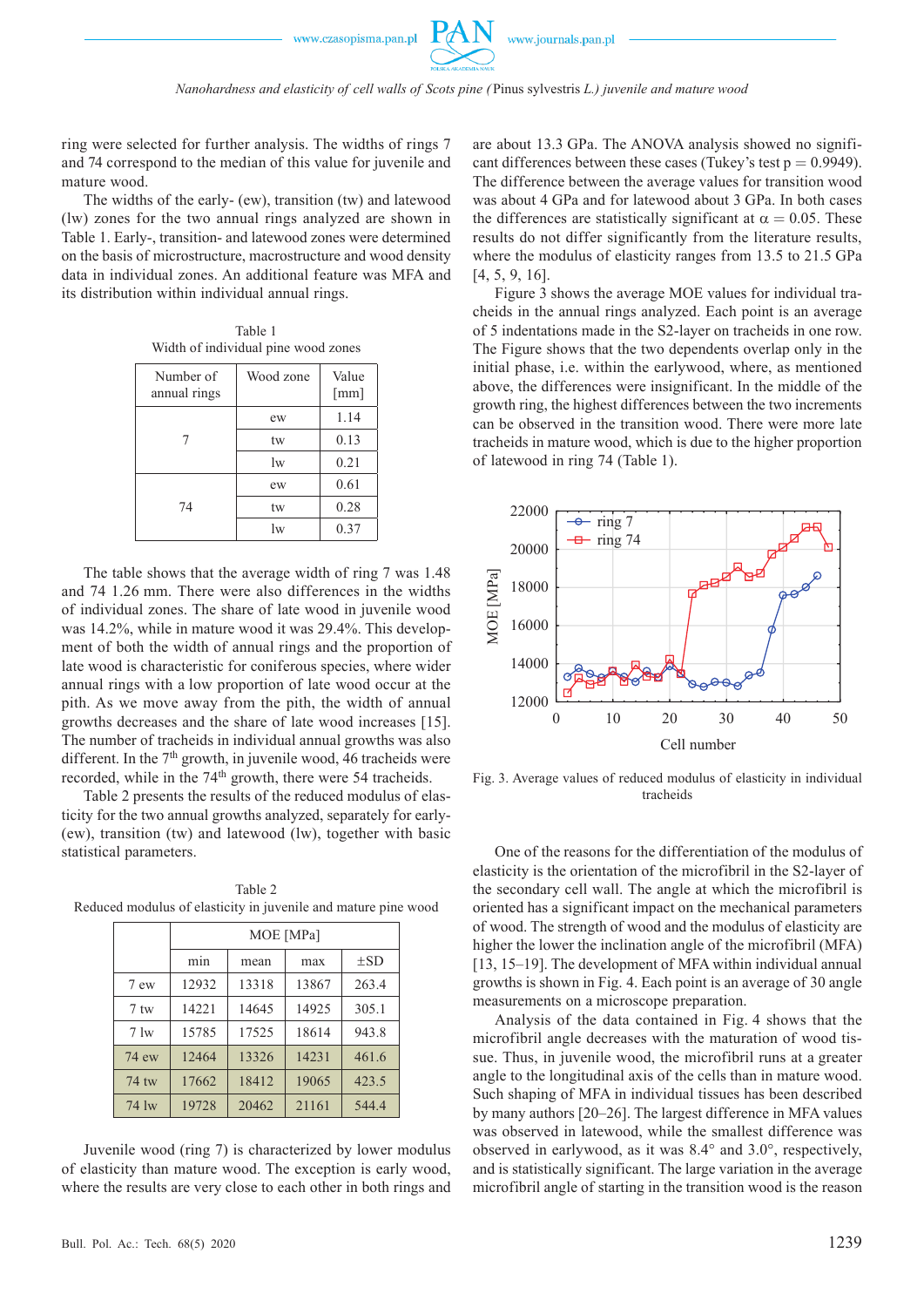ring were selected for further analysis. The widths of rings 7 and 74 correspond to the median of this value for juvenile and mature wood.

The widths of the early- (ew), transition (tw) and latewood (lw) zones for the two annual rings analyzed are shown in Table 1. Early-, transition- and latewood zones were determined on the basis of microstructure, macrostructure and wood density data in individual zones. An additional feature was MFA and its distribution within individual annual rings.

Table 1
Width of individual pine wood zones

| Number of annual rings | Wood zone | Value [mm] |
|---|---|---|
| 7 | ew | 1.14 |
| | tw | 0.13 |
| | lw | 0.21 |
| 74 | ew | 0.61 |
| | tw | 0.28 |
| | lw | 0.37 |

The table shows that the average width of ring 7 was 1.48 and 74 1.26 mm. There were also differences in the widths of individual zones. The share of late wood in juvenile wood was 14.2%, while in mature wood it was 29.4%. This development of both the width of annual rings and the proportion of late wood is characteristic for coniferous species, where wider annual rings with a low proportion of late wood occur at the pith. As we move away from the pith, the width of annual growths decreases and the share of late wood increases [15]. The number of tracheids in individual annual growths was also different. In the 7$^{th}$ growth, in juvenile wood, 46 tracheids were recorded, while in the 74$^{th}$ growth, there were 54 tracheids.

Table 2 presents the results of the reduced modulus of elasticity for the two annual growths analyzed, separately for early- (ew), transition (tw) and latewood (lw), together with basic statistical parameters.

Table 2
Reduced modulus of elasticity in juvenile and mature pine wood

| | MOE [MPa] | | | |
|---|---|---|---|---|
| | min | mean | max | ±SD |
| 7 ew | 12932 | 13318 | 13867 | 263.4 |
| 7 tw | 14221 | 14645 | 14925 | 305.1 |
| 7 lw | 15785 | 17525 | 18614 | 943.8 |
| 74 ew | 12464 | 13326 | 14231 | 461.6 |
| 74 tw | 17662 | 18412 | 19065 | 423.5 |
| 74 lw | 19728 | 20462 | 21161 | 544.4 |

Juvenile wood (ring 7) is characterized by lower modulus of elasticity than mature wood. The exception is early wood, where the results are very close to each other in both rings and are about 13.3 GPa. The ANOVA analysis showed no significant differences between these cases (Tukey's test $p = 0.9949$). The difference between the average values for transition wood was about 4 GPa and for latewood about 3 GPa. In both cases the differences are statistically significant at $\alpha = 0.05$. These results do not differ significantly from the literature results, where the modulus of elasticity ranges from 13.5 to 21.5 GPa [4, 5, 9, 16].

Figure 3 shows the average MOE values for individual tracheids in the annual rings analyzed. Each point is an average of 5 indentations made in the S2-layer on tracheids in one row. The Figure shows that the two dependents overlap only in the initial phase, i.e. within the earlywood, where, as mentioned above, the differences were insignificant. In the middle of the growth ring, the highest differences between the two increments can be observed in the transition wood. There were more late tracheids in mature wood, which is due to the higher proportion of latewood in ring 74 (Table 1).

Fig. 3. Average values of reduced modulus of elasticity in individual tracheids

One of the reasons for the differentiation of the modulus of elasticity is the orientation of the microfibril in the S2-layer of the secondary cell wall. The angle at which the microfibril is oriented has a significant impact on the mechanical parameters of wood. The strength of wood and the modulus of elasticity are higher the lower the inclination angle of the microfibril (MFA) [13, 15–19]. The development of MFA within individual annual growths is shown in Fig. 4. Each point is an average of 30 angle measurements on a microscope preparation.

Analysis of the data contained in Fig. 4 shows that the microfibril angle decreases with the maturation of wood tissue. Thus, in juvenile wood, the microfibril runs at a greater angle to the longitudinal axis of the cells than in mature wood. Such shaping of MFA in individual tissues has been described by many authors [20–26]. The largest difference in MFA values was observed in latewood, while the smallest difference was observed in earlywood, as it was 8.4° and 3.0°, respectively, and is statistically significant. The large variation in the average microfibril angle of starting in the transition wood is the reason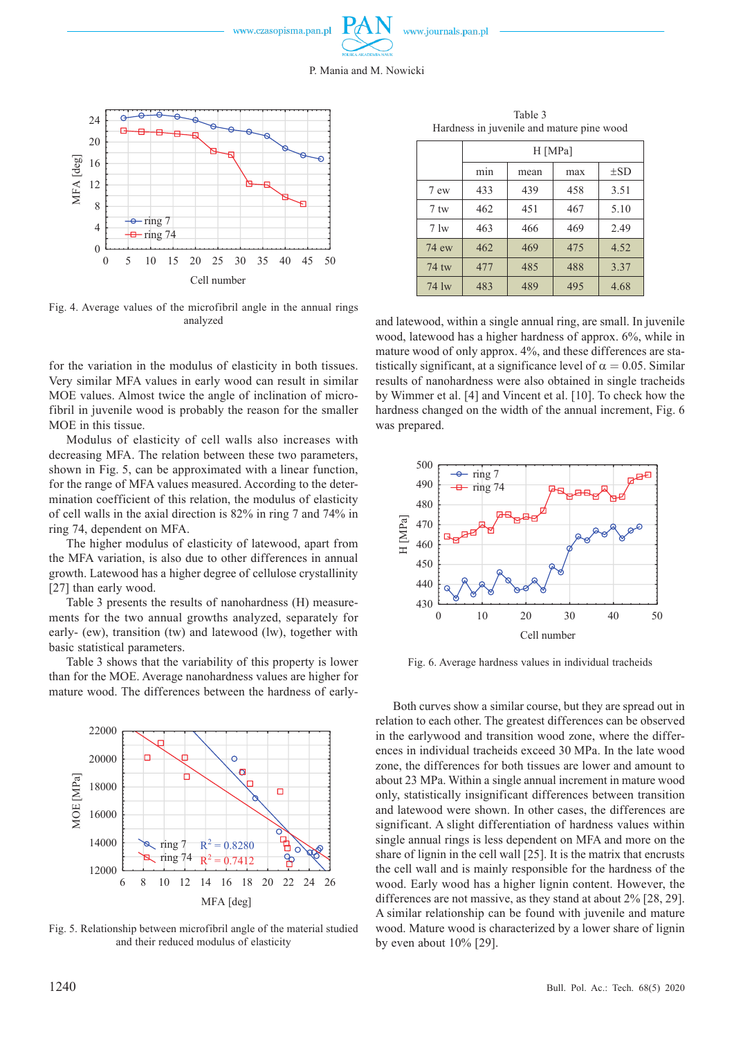Fig. 4. Average values of the microfibril angle in the annual rings analyzed

for the variation in the modulus of elasticity in both tissues. Very similar MFA values in early wood can result in similar MOE values. Almost twice the angle of inclination of microfibril in juvenile wood is probably the reason for the smaller MOE in this tissue.

Modulus of elasticity of cell walls also increases with decreasing MFA. The relation between these two parameters, shown in Fig. 5, can be approximated with a linear function, for the range of MFA values measured. According to the determination coefficient of this relation, the modulus of elasticity of cell walls in the axial direction is 82% in ring 7 and 74% in ring 74, dependent on MFA.

The higher modulus of elasticity of latewood, apart from the MFA variation, is also due to other differences in annual growth. Latewood has a higher degree of cellulose crystallinity [27] than early wood.

Table 3 presents the results of nanohardness (H) measurements for the two annual growths analyzed, separately for early- (ew), transition (tw) and latewood (lw), together with basic statistical parameters.

Table 3 shows that the variability of this property is lower than for the MOE. Average nanohardness values are higher for mature wood. The differences between the hardness of early-

Fig. 5. Relationship between microfibril angle of the material studied and their reduced modulus of elasticity

Table 3
Hardness in juvenile and mature pine wood

| | H [MPa] | | | |
|---|---|---|---|---|
| | min | mean | max | ±SD |
| 7 ew | 433 | 439 | 458 | 3.51 |
| 7 tw | 462 | 451 | 467 | 5.10 |
| 7 lw | 463 | 466 | 469 | 2.49 |
| 74 ew | 462 | 469 | 475 | 4.52 |
| 74 tw | 477 | 485 | 488 | 3.37 |
| 74 lw | 483 | 489 | 495 | 4.68 |

and latewood, within a single annual ring, are small. In juvenile wood, latewood has a higher hardness of approx. 6%, while in mature wood of only approx. 4%, and these differences are statistically significant, at a significance level of $\alpha = 0.05$. Similar results of nanohardness were also obtained in single tracheids by Wimmer et al. [4] and Vincent et al. [10]. To check how the hardness changed on the width of the annual increment, Fig. 6 was prepared.

Fig. 6. Average hardness values in individual tracheids

Both curves show a similar course, but they are spread out in relation to each other. The greatest differences can be observed in the earlywood and transition wood zone, where the differences in individual tracheids exceed 30 MPa. In the late wood zone, the differences for both tissues are lower and amount to about 23 MPa. Within a single annual increment in mature wood only, statistically insignificant differences between transition and latewood were shown. In other cases, the differences are significant. A slight differentiation of hardness values within single annual rings is less dependent on MFA and more on the share of lignin in the cell wall [25]. It is the matrix that encrusts the cell wall and is mainly responsible for the hardness of the wood. Early wood has a higher lignin content. However, the differences are not massive, as they stand at about 2% [28, 29]. A similar relationship can be found with juvenile and mature wood. Mature wood is characterized by a lower share of lignin by even about 10% [29].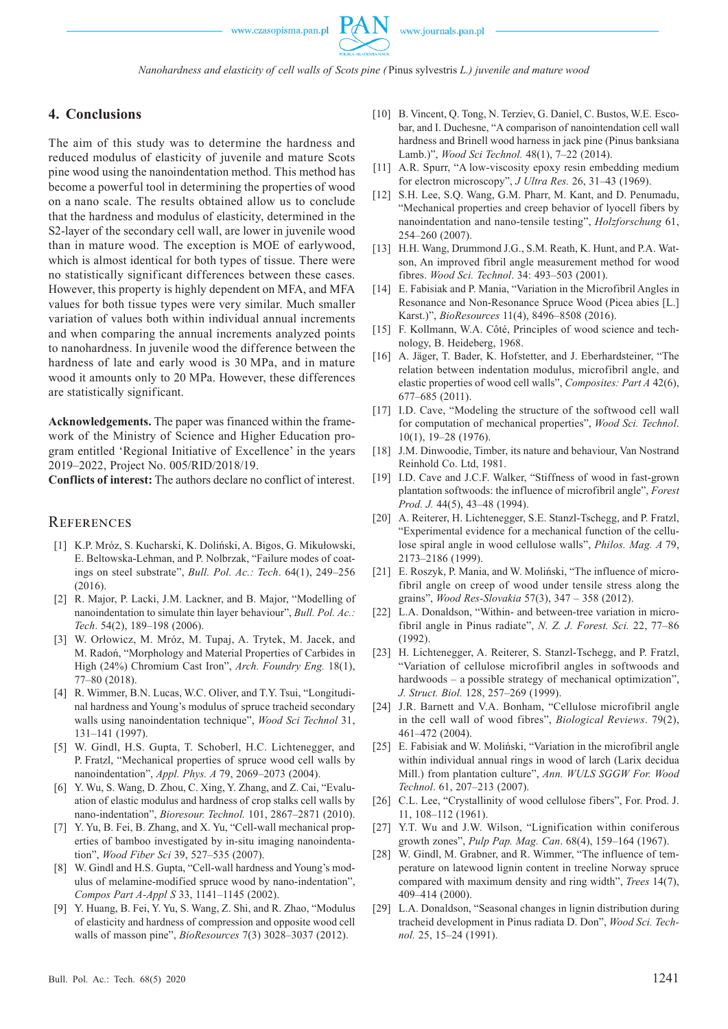## 4. Conclusions

The aim of this study was to determine the hardness and reduced modulus of elasticity of juvenile and mature Scots pine wood using the nanoindentation method. This method has become a powerful tool in determining the properties of wood on a nano scale. The results obtained allow us to conclude that the hardness and modulus of elasticity, determined in the S2-layer of the secondary cell wall, are lower in juvenile wood than in mature wood. The exception is MOE of earlywood, which is almost identical for both types of tissue. There were no statistically significant differences between these cases. However, this property is highly dependent on MFA, and MFA values for both tissue types were very similar. Much smaller variation of values both within individual annual increments and when comparing the annual increments analyzed points to nanohardness. In juvenile wood the difference between the hardness of late and early wood is 30 MPa, and in mature wood it amounts only to 20 MPa. However, these differences are statistically significant.

**Acknowledgements.** The paper was financed within the framework of the Ministry of Science and Higher Education program entitled 'Regional Initiative of Excellence' in the years 2019–2022, Project No. 005/RID/2018/19.

**Conflicts of interest:** The authors declare no conflict of interest.

## References

[1] K.P. Mróz, S. Kucharski, K. Doliński, A. Bigos, G. Mikułowski, E. Beltowska-Lehman, and P. Nolbrzak, "Failure modes of coatings on steel substrate", *Bull. Pol. Ac.: Tech*. 64(1), 249–256 (2016).

[2] R. Major, P. Lacki, J.M. Lackner, and B. Major, "Modelling of nanoindentation to simulate thin layer behaviour", *Bull. Pol. Ac.: Tech*. 54(2), 189–198 (2006).

[3] W. Orłowicz, M. Mróz, M. Tupaj, A. Trytek, M. Jacek, and M. Radoń, "Morphology and Material Properties of Carbides in High (24%) Chromium Cast Iron", *Arch. Foundry Eng.* 18(1), 77–80 (2018).

[4] R. Wimmer, B.N. Lucas, W.C. Oliver, and T.Y. Tsui, "Longitudinal hardness and Young's modulus of spruce tracheid secondary walls using nanoindentation technique", *Wood Sci Technol* 31, 131–141 (1997).

[5] W. Gindl, H.S. Gupta, T. Schoberl, H.C. Lichtenegger, and P. Fratzl, "Mechanical properties of spruce wood cell walls by nanoindentation", *Appl. Phys. A* 79, 2069–2073 (2004).

[6] Y. Wu, S. Wang, D. Zhou, C. Xing, Y. Zhang, and Z. Cai, "Evaluation of elastic modulus and hardness of crop stalks cell walls by nano-indentation", *Bioresour. Technol.* 101, 2867–2871 (2010).

[7] Y. Yu, B. Fei, B. Zhang, and X. Yu, "Cell-wall mechanical properties of bamboo investigated by in-situ imaging nanoindentation", *Wood Fiber Sci* 39, 527–535 (2007).

[8] W. Gindl and H.S. Gupta, "Cell-wall hardness and Young's modulus of melamine-modified spruce wood by nano-indentation", *Compos Part A-Appl S* 33, 1141–1145 (2002).

[9] Y. Huang, B. Fei, Y. Yu, S. Wang, Z. Shi, and R. Zhao, "Modulus of elasticity and hardness of compression and opposite wood cell walls of masson pine", *BioResources* 7(3) 3028–3037 (2012).

[10] B. Vincent, Q. Tong, N. Terziev, G. Daniel, C. Bustos, W.E. Escobar, and I. Duchesne, "A comparison of nanointendation cell wall hardness and Brinell wood harness in jack pine (Pinus banksiana Lamb.)", *Wood Sci Technol.* 48(1), 7–22 (2014).

[11] A.R. Spurr, "A low-viscosity epoxy resin embedding medium for electron microscopy", *J Ultra Res.* 26, 31–43 (1969).

[12] S.H. Lee, S.Q. Wang, G.M. Pharr, M. Kant, and D. Penumadu, "Mechanical properties and creep behavior of lyocell fibers by nanoindentation and nano-tensile testing", *Holzforschung* 61, 254–260 (2007).

[13] H.H. Wang, Drummond J.G., S.M. Reath, K. Hunt, and P.A. Watson, An improved fibril angle measurement method for wood fibres. *Wood Sci. Technol*. 34: 493–503 (2001).

[14] E. Fabisiak and P. Mania, "Variation in the Microfibril Angles in Resonance and Non-Resonance Spruce Wood (Picea abies [L.] Karst.)", *BioResources* 11(4), 8496–8508 (2016).

[15] F. Kollmann, W.A. Côté, Principles of wood science and technology, B. Heideberg, 1968.

[16] A. Jäger, T. Bader, K. Hofstetter, and J. Eberhardsteiner, "The relation between indentation modulus, microfibril angle, and elastic properties of wood cell walls", *Composites: Part A* 42(6), 677–685 (2011).

[17] I.D. Cave, "Modeling the structure of the softwood cell wall for computation of mechanical properties", *Wood Sci. Technol*. 10(1), 19–28 (1976).

[18] J.M. Dinwoodie, Timber, its nature and behaviour, Van Nostrand Reinhold Co. Ltd, 1981.

[19] I.D. Cave and J.C.F. Walker, "Stiffness of wood in fast-grown plantation softwoods: the influence of microfibril angle", *Forest Prod. J.* 44(5), 43–48 (1994).

[20] A. Reiterer, H. Lichtenegger, S.E. Stanzl-Tschegg, and P. Fratzl, "Experimental evidence for a mechanical function of the cellulose spiral angle in wood cellulose walls", *Philos. Mag. A* 79, 2173–2186 (1999).

[21] E. Roszyk, P. Mania, and W. Moliński, "The influence of microfibril angle on creep of wood under tensile stress along the grains", *Wood Res-Slovakia* 57(3), 347 – 358 (2012).

[22] L.A. Donaldson, "Within- and between-tree variation in microfibril angle in Pinus radiate", *N. Z. J. Forest. Sci.* 22, 77–86 (1992).

[23] H. Lichtenegger, A. Reiterer, S. Stanzl-Tschegg, and P. Fratzl, "Variation of cellulose microfibril angles in softwoods and hardwoods – a possible strategy of mechanical optimization", *J. Struct. Biol.* 128, 257–269 (1999).

[24] J.R. Barnett and V.A. Bonham, "Cellulose microfibril angle in the cell wall of wood fibres", *Biological Reviews*. 79(2), 461–472 (2004).

[25] E. Fabisiak and W. Moliński, "Variation in the microfibril angle within individual annual rings in wood of larch (Larix decidua Mill.) from plantation culture", *Ann. WULS SGGW For. Wood Technol*. 61, 207–213 (2007).

[26] C.L. Lee, "Crystallinity of wood cellulose fibers", For. Prod. J. 11, 108–112 (1961).

[27] Y.T. Wu and J.W. Wilson, "Lignification within coniferous growth zones", *Pulp Pap. Mag. Can*. 68(4), 159–164 (1967).

[28] W. Gindl, M. Grabner, and R. Wimmer, "The influence of temperature on latewood lignin content in treeline Norway spruce compared with maximum density and ring width", *Trees* 14(7), 409–414 (2000).

[29] L.A. Donaldson, "Seasonal changes in lignin distribution during tracheid development in Pinus radiata D. Don", *Wood Sci. Technol.* 25, 15–24 (1991).